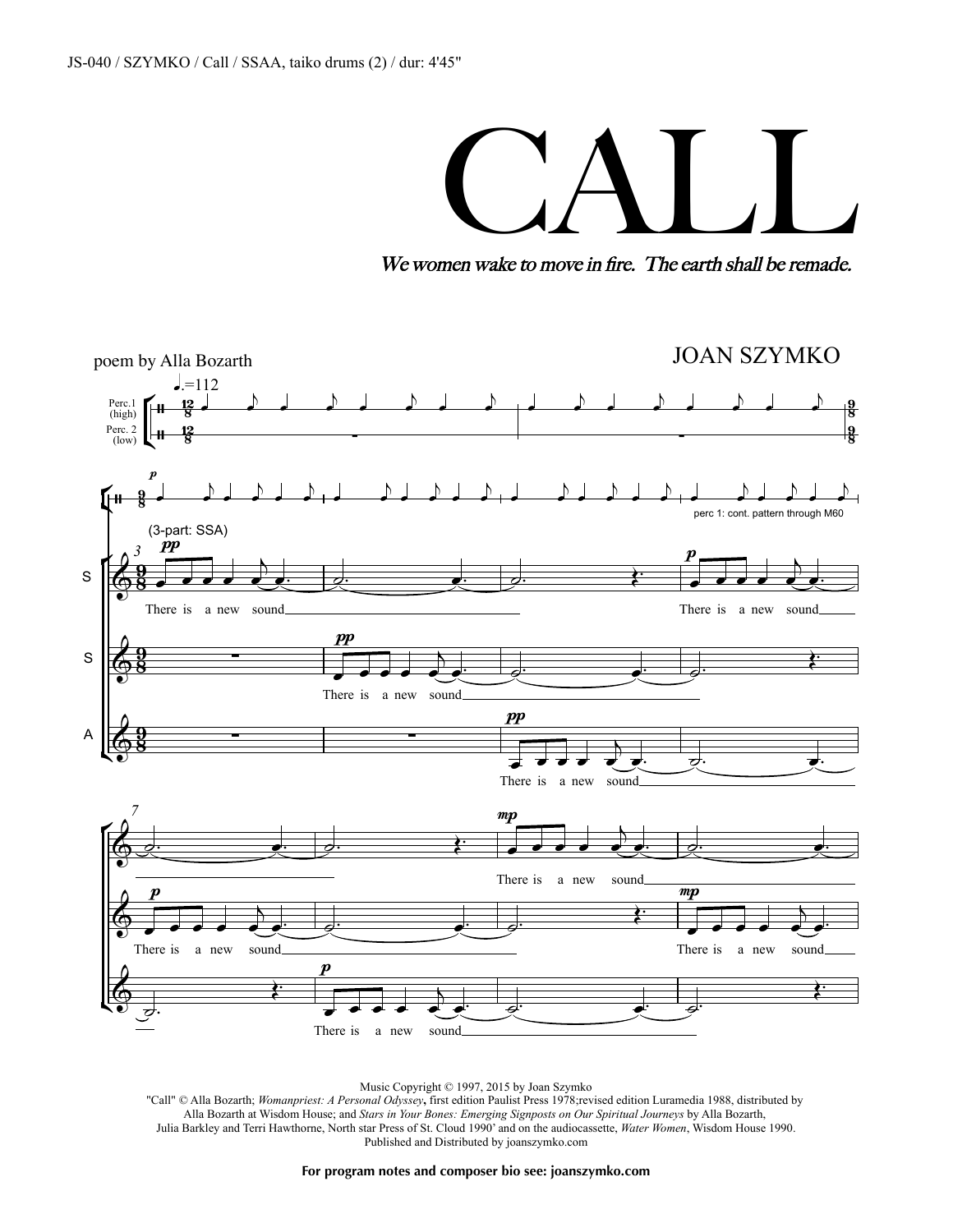JS-040 / SZYMKO / Call / SSAA, taiko drums (2) / dur: 4'45"

# CALL

*We women wake to move in fire. The earth shall be remade.*

poem by Alla Bozarth

JOAN SZYMKO

Music Copyright © 1997, 2015 by Joan Szymko
"Call" © Alla Bozarth; *Womanpriest: A Personal Odyssey*, first edition Paulist Press 1978;revised edition Luramedia 1988, distributed by Alla Bozarth at Wisdom House; and *Stars in Your Bones: Emerging Signposts on Our Spiritual Journeys* by Alla Bozarth, Julia Barkley and Terri Hawthorne, North star Press of St. Cloud 1990' and on the audiocassette, *Water Women*, Wisdom House 1990.
Published and Distributed by joanszymko.com

**For program notes and composer bio see: joanszymko.com**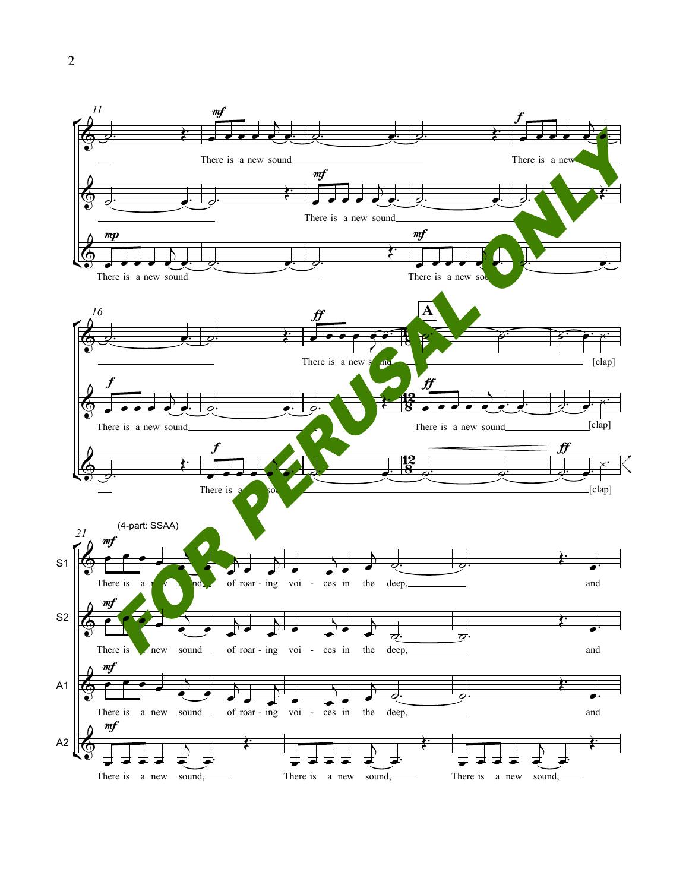11

There is a new sound
There is a new

There is a new sound
There is a new sound

16

There is a new sound
[clap]

**A**

There is a new sound
There is a new sound [clap]

There is a new sound [clap]

21

(4-part: SSAA)

S1: There is a new sound of roar - ing voi - ces in the deep, and

S2: There is a new sound of roar - ing voi - ces in the deep, and

A1: There is a new sound of roar - ing voi - ces in the deep, and

A2: There is a new sound, There is a new sound, There is a new sound,

FOR PERUSAL ONLY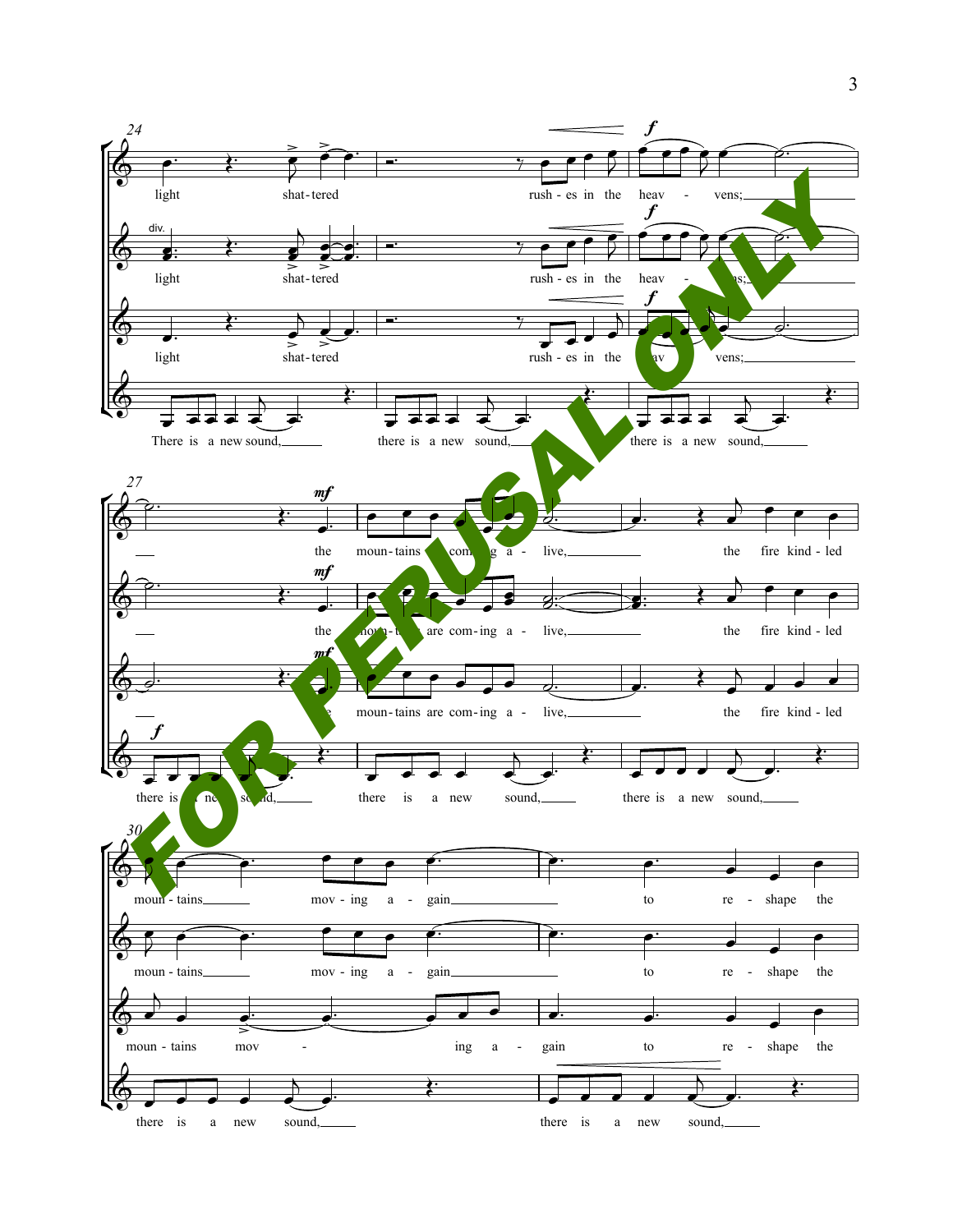24

light shat-tered rush - es in the heav - vens;

div.

light shat-tered rush - es in the heav - vens;

light shat-tered rush - es in the heav - vens;

There is a new sound, there is a new sound, there is a new sound,

27

the moun-tains are com-ing a - live, the fire kind - led

the moun-tains are com-ing a - live, the fire kind - led

the moun-tains are com-ing a - live, the fire kind - led

there is a new sound, there is a new sound, there is a new sound,

30

moun - tains mov - ing a - gain to re - shape the

moun - tains mov - ing a - gain to re - shape the

moun - tains mov - ing a - gain to re - shape the

there is a new sound, there is a new sound,

FOR PERUSAL ONLY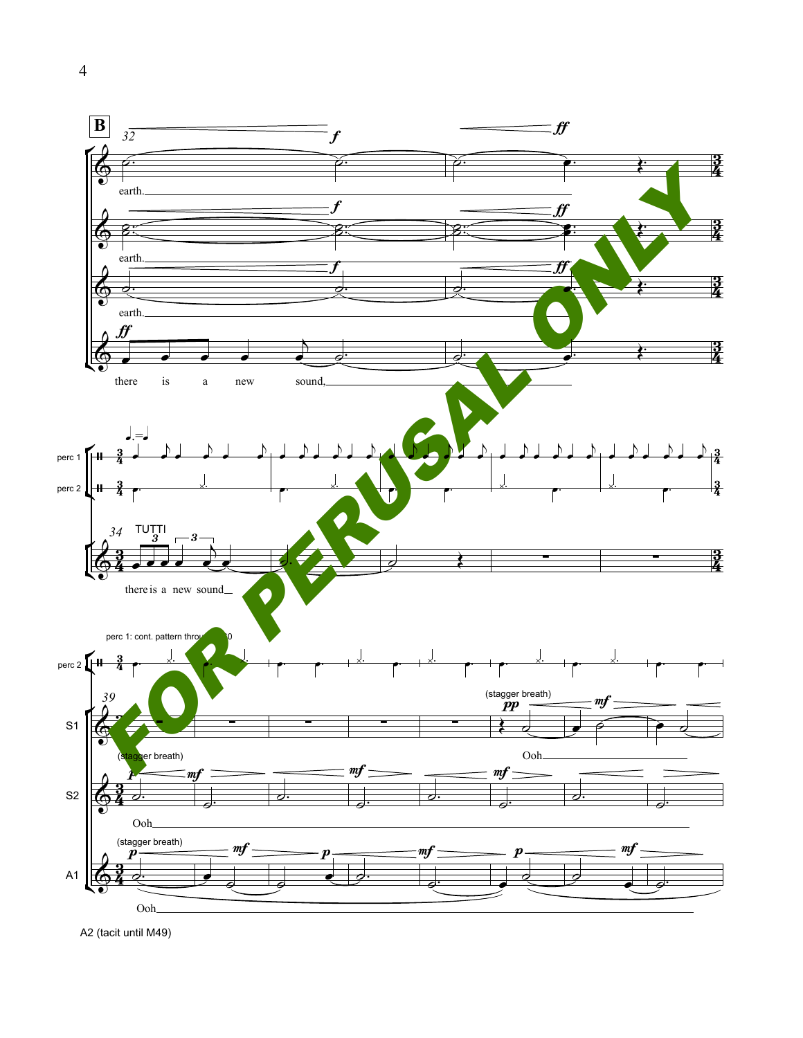**B**

32

earth.

earth.

earth.

there is a new sound,

perc 1

perc 2

34 TUTTI

there is a new sound

perc 1: cont. pattern through 50

perc 2

39

S1

(stagger breath)

Ooh

S2

(stagger breath)

Ooh

A1

(stagger breath)

Ooh

A2 (tacit until M49)

FOR PERUSAL ONLY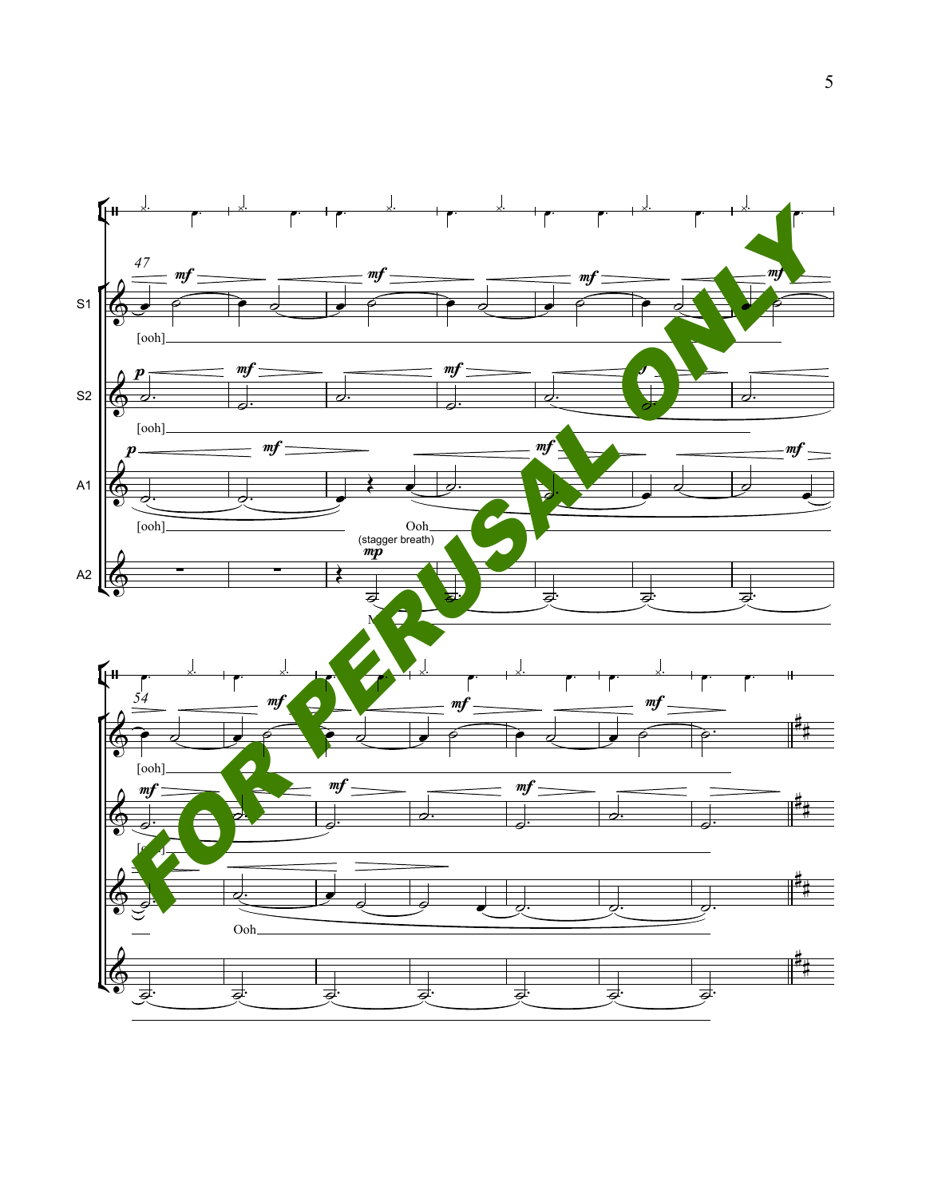47

S1

[ooh]

S2

[ooh]

A1

[ooh]

Ooh

(stagger breath)

A2

M

54

[ooh]

[ooh]

Ooh

FOR PERUSAL ONLY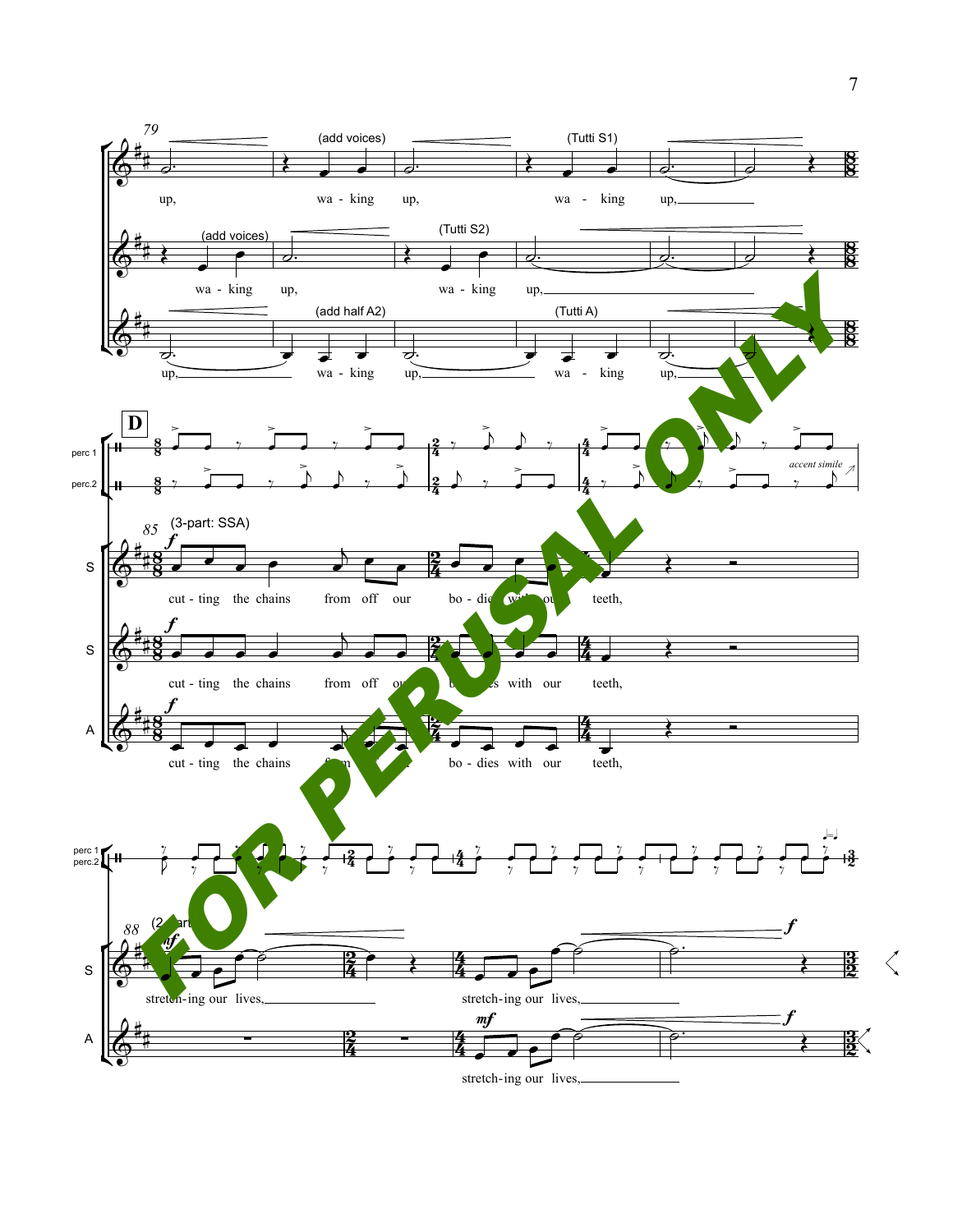79

(add voices)

(Tutti S1)

up, wa - king up, wa - king up,

(add voices)

(Tutti S2)

wa - king up, wa - king up,

(add half A2)

(Tutti A)

up, wa - king up, wa - king up,

**D**

perc 1

perc.2

*accent simile*

85 (3-part: SSA)

S

*f*

cut - ting the chains from off our bo - dies with our teeth,

S

*f*

cut - ting the chains from off our bo - dies with our teeth,

A

*f*

cut - ting the chains from off our bo - dies with our teeth,

perc 1
perc.2

88 (2-part)

S

*mf*

stretch-ing our lives, stretch-ing our lives,

*f*

A

*mf*

stretch-ing our lives,

*f*

FOR PERUSAL ONLY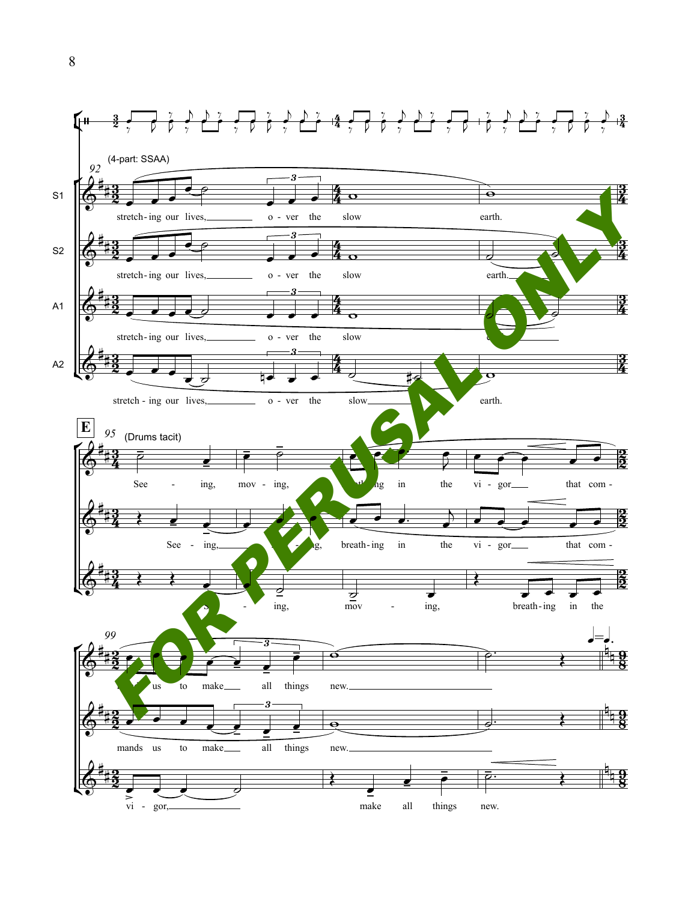(4-part: SSAA)

92

S1: stretch-ing our lives, o - ver the slow earth.

S2: stretch-ing our lives, o - ver the slow earth.

A1: stretch-ing our lives, o - ver the slow earth.

A2: stretch - ing our lives, o - ver the slow earth.

**E**

95 (Drums tacit)

See - ing, mov - ing, breath-ing in the vi - gor that com -

See - ing, mov - ing, breath-ing in the vi - gor that com -

See - ing, mov - ing, breath-ing in the

99

mands us to make all things new.

mands us to make all things new.

vi - gor, make all things new.

FOR PERUSAL ONLY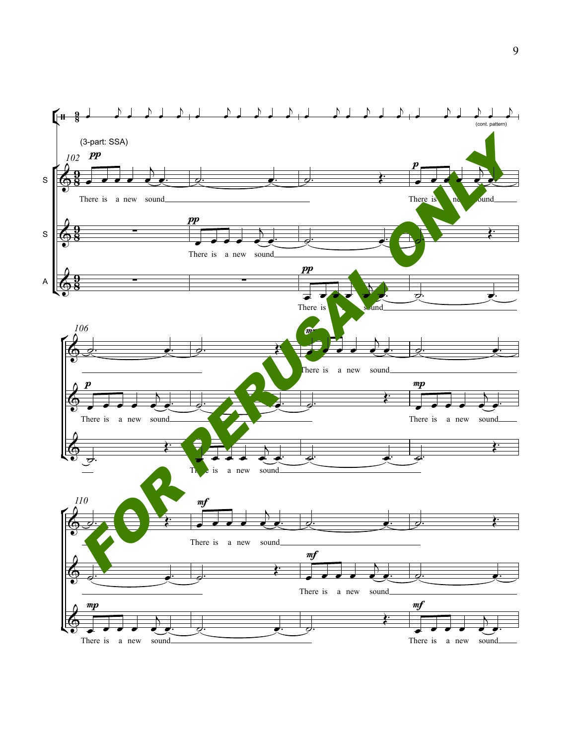(3-part: SSA)

FOR PERUSAL ONLY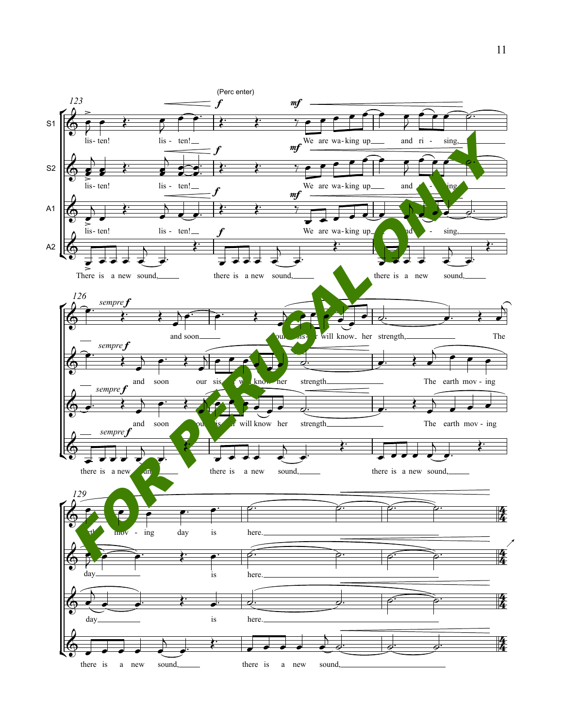(Perc enter)

**S1:** lis- ten! lis - ten! We are wa-king up and ri - sing, and soon our sis - ter will know her strength, The earth mov - ing day is here.

**S2:** lis- ten! lis - ten! We are wa-king up and ri - sing, and soon our sis - ter will know her strength The earth mov - ing day is here.

**A1:** lis- ten! lis - ten! We are wa-king up and ri - sing, and soon our sis - ter will know her strength The earth mov - ing day is here.

**A2:** There is a new sound, there is a new sound, there is a new sound, there is a new sound, there is a new sound, there is a new sound, there is a new sound, there is a new sound,

FOR PERUSAL ONLY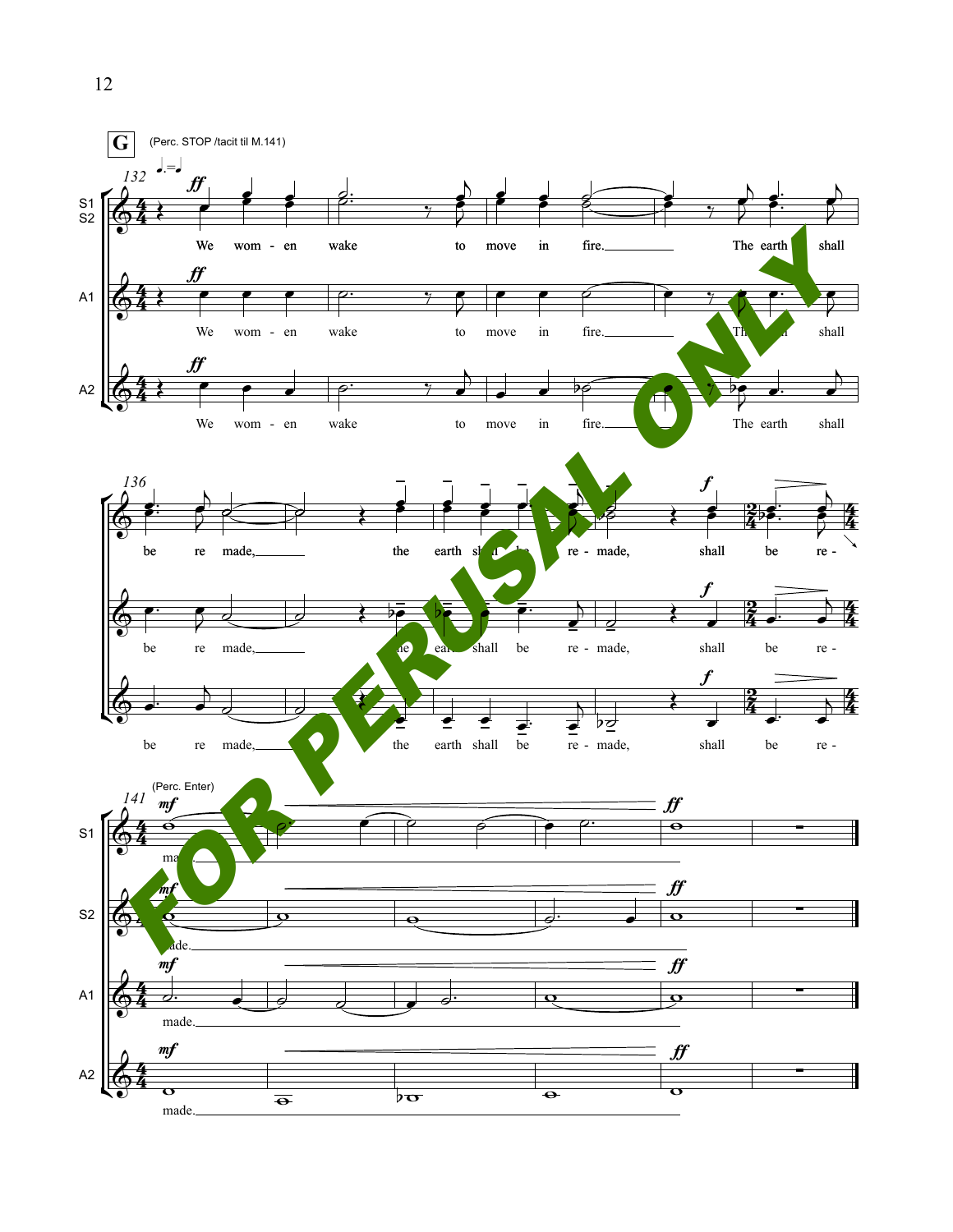**G** (Perc. STOP /tacit til M.141)

♩. = ♩

132

S1 S2: *ff* We wom - en wake to move in fire. The earth shall

A1: *ff* We wom - en wake to move in fire. The earth shall

A2: *ff* We wom - en wake to move in fire. The earth shall

136

be re made, the earth shall be re - made, *f* shall be re -

be re made, the earth shall be re - made, *f* shall be re -

be re made, the earth shall be re - made, *f* shall be re -

141 (Perc. Enter)

S1: *mf* made. *ff*

S2: *mf* made. *ff*

A1: *mf* made. *ff*

A2: *mf* made. *ff*

FOR PERUSAL ONLY